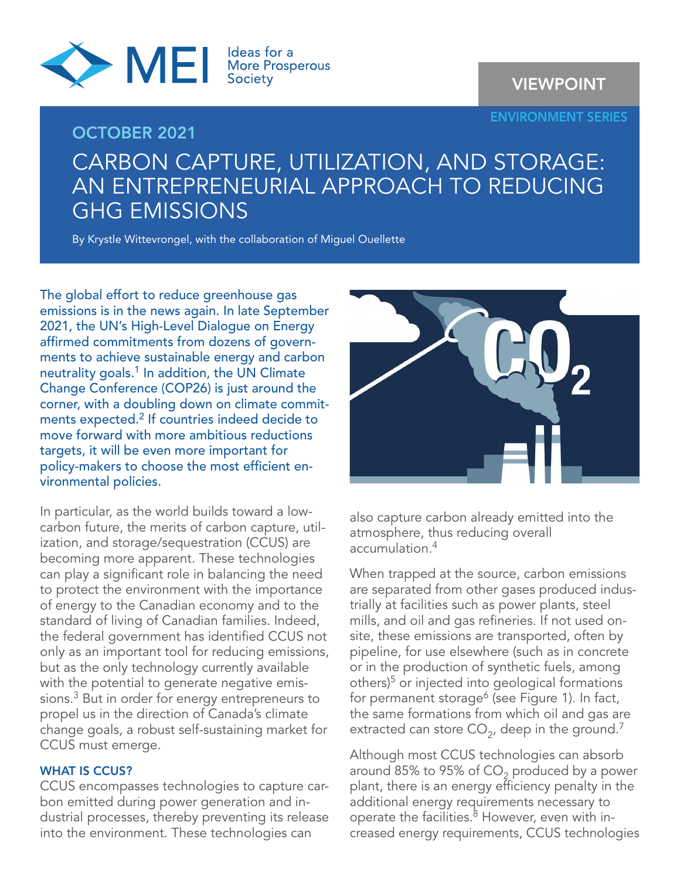VIEWPOINT

ENVIRONMENT SERIES

OCTOBER 2021

# CARBON CAPTURE, UTILIZATION, AND STORAGE: AN ENTREPRENEURIAL APPROACH TO REDUCING GHG EMISSIONS

By Krystle Wittevrongel, with the collaboration of Miguel Ouellette

The global effort to reduce greenhouse gas emissions is in the news again. In late September 2021, the UN's High-Level Dialogue on Energy affirmed commitments from dozens of governments to achieve sustainable energy and carbon neutrality goals.[1] In addition, the UN Climate Change Conference (COP26) is just around the corner, with a doubling down on climate commitments expected.[2] If countries indeed decide to move forward with more ambitious reductions targets, it will be even more important for policy-makers to choose the most efficient environmental policies.

In particular, as the world builds toward a low-carbon future, the merits of carbon capture, utilization, and storage/sequestration (CCUS) are becoming more apparent. These technologies can play a significant role in balancing the need to protect the environment with the importance of energy to the Canadian economy and to the standard of living of Canadian families. Indeed, the federal government has identified CCUS not only as an important tool for reducing emissions, but as the only technology currently available with the potential to generate negative emissions.[3] But in order for energy entrepreneurs to propel us in the direction of Canada's climate change goals, a robust self-sustaining market for CCUS must emerge.

## WHAT IS CCUS?

CCUS encompasses technologies to capture carbon emitted during power generation and industrial processes, thereby preventing its release into the environment. These technologies can also capture carbon already emitted into the atmosphere, thus reducing overall accumulation.[4]

When trapped at the source, carbon emissions are separated from other gases produced industrially at facilities such as power plants, steel mills, and oil and gas refineries. If not used on-site, these emissions are transported, often by pipeline, for use elsewhere (such as in concrete or in the production of synthetic fuels, among others)[5] or injected into geological formations for permanent storage[6] (see Figure 1). In fact, the same formations from which oil and gas are extracted can store $CO_2$, deep in the ground.[7]

Although most CCUS technologies can absorb around 85% to 95% of $CO_2$ produced by a power plant, there is an energy efficiency penalty in the additional energy requirements necessary to operate the facilities.[8] However, even with increased energy requirements, CCUS technologies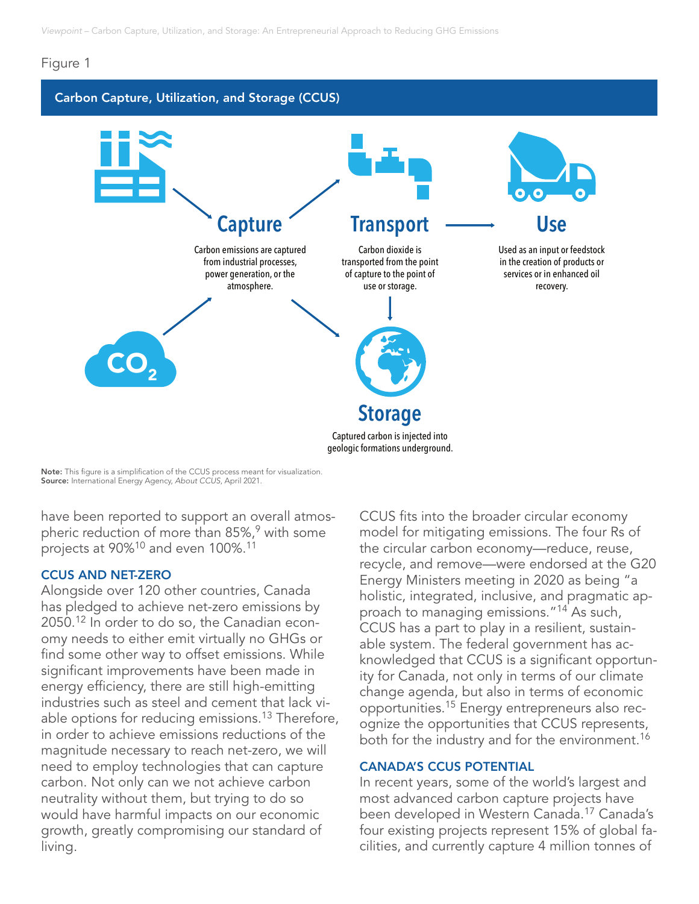Figure 1

**Carbon Capture, Utilization, and Storage (CCUS)**

**Capture**

Carbon emissions are captured from industrial processes, power generation, or the atmosphere.

**Transport**

Carbon dioxide is transported from the point of capture to the point of use or storage.

**Use**

Used as an input or feedstock in the creation of products or services or in enhanced oil recovery.

**Storage**

Captured carbon is injected into geologic formations underground.

$CO_2$

**Note:** This figure is a simplification of the CCUS process meant for visualization.
**Source:** International Energy Agency, *About CCUS*, April 2021.

have been reported to support an overall atmospheric reduction of more than 85%,[9] with some projects at 90%[10] and even 100%.[11]

### CCUS AND NET-ZERO

Alongside over 120 other countries, Canada has pledged to achieve net-zero emissions by 2050.[12] In order to do so, the Canadian economy needs to either emit virtually no GHGs or find some other way to offset emissions. While significant improvements have been made in energy efficiency, there are still high-emitting industries such as steel and cement that lack viable options for reducing emissions.[13] Therefore, in order to achieve emissions reductions of the magnitude necessary to reach net-zero, we will need to employ technologies that can capture carbon. Not only can we not achieve carbon neutrality without them, but trying to do so would have harmful impacts on our economic growth, greatly compromising our standard of living.

CCUS fits into the broader circular economy model for mitigating emissions. The four Rs of the circular carbon economy—reduce, reuse, recycle, and remove—were endorsed at the G20 Energy Ministers meeting in 2020 as being "a holistic, integrated, inclusive, and pragmatic approach to managing emissions."[14] As such, CCUS has a part to play in a resilient, sustainable system. The federal government has acknowledged that CCUS is a significant opportunity for Canada, not only in terms of our climate change agenda, but also in terms of economic opportunities.[15] Energy entrepreneurs also recognize the opportunities that CCUS represents, both for the industry and for the environment.[16]

### CANADA'S CCUS POTENTIAL

In recent years, some of the world's largest and most advanced carbon capture projects have been developed in Western Canada.[17] Canada's four existing projects represent 15% of global facilities, and currently capture 4 million tonnes of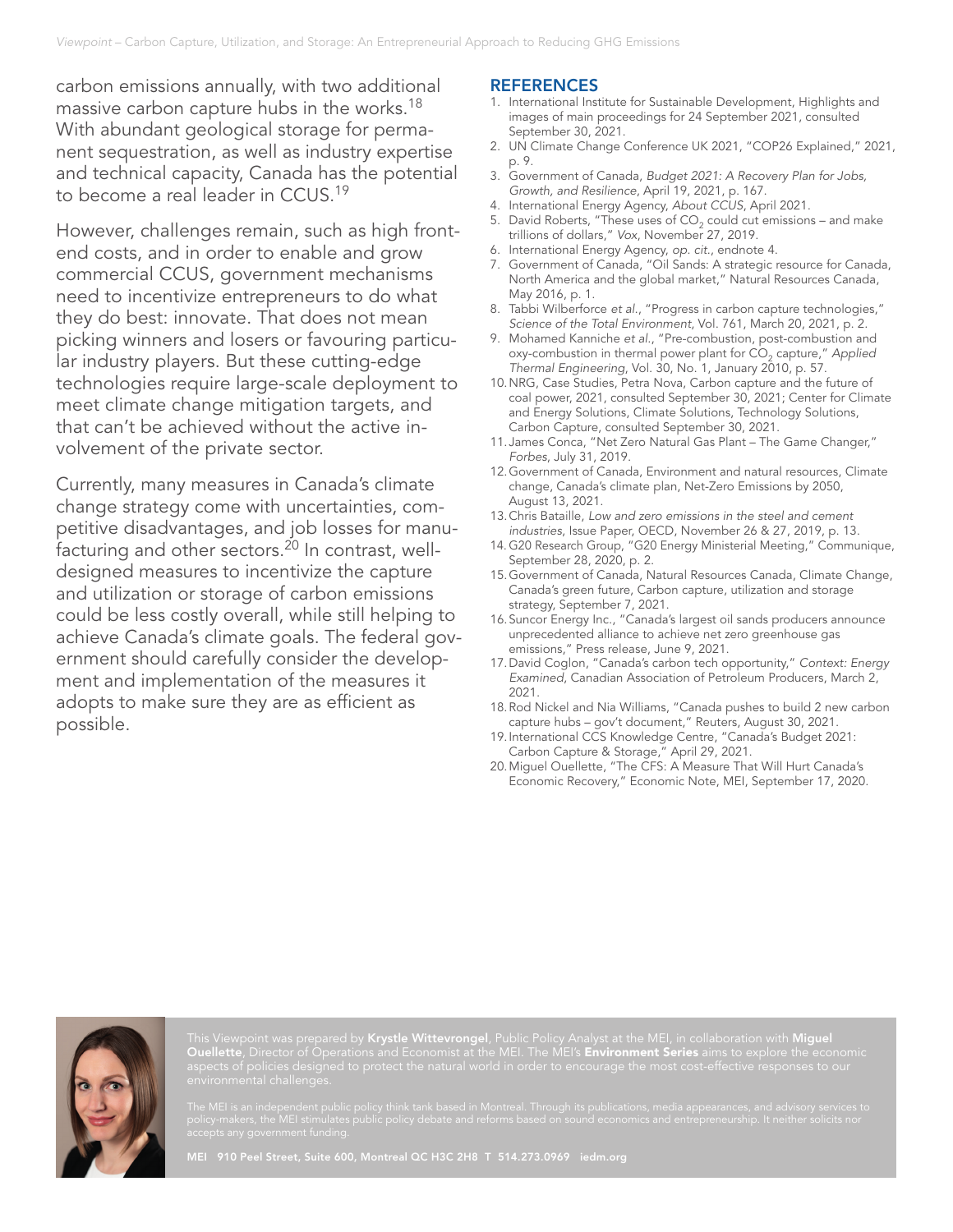carbon emissions annually, with two additional massive carbon capture hubs in the works.[18] With abundant geological storage for permanent sequestration, as well as industry expertise and technical capacity, Canada has the potential to become a real leader in CCUS.[19]

However, challenges remain, such as high front-end costs, and in order to enable and grow commercial CCUS, government mechanisms need to incentivize entrepreneurs to do what they do best: innovate. That does not mean picking winners and losers or favouring particular industry players. But these cutting-edge technologies require large-scale deployment to meet climate change mitigation targets, and that can't be achieved without the active involvement of the private sector.

Currently, many measures in Canada's climate change strategy come with uncertainties, competitive disadvantages, and job losses for manufacturing and other sectors.[20] In contrast, well-designed measures to incentivize the capture and utilization or storage of carbon emissions could be less costly overall, while still helping to achieve Canada's climate goals. The federal government should carefully consider the development and implementation of the measures it adopts to make sure they are as efficient as possible.

## REFERENCES

1. International Institute for Sustainable Development, Highlights and images of main proceedings for 24 September 2021, consulted September 30, 2021.
2. UN Climate Change Conference UK 2021, "COP26 Explained," 2021, p. 9.
3. Government of Canada, *Budget 2021: A Recovery Plan for Jobs, Growth, and Resilience*, April 19, 2021, p. 167.
4. International Energy Agency, *About CCUS*, April 2021.
5. David Roberts, "These uses of $CO_2$ could cut emissions – and make trillions of dollars," *Vox*, November 27, 2019.
6. International Energy Agency, *op. cit.*, endnote 4.
7. Government of Canada, "Oil Sands: A strategic resource for Canada, North America and the global market," Natural Resources Canada, May 2016, p. 1.
8. Tabbi Wilberforce *et al.*, "Progress in carbon capture technologies," *Science of the Total Environment*, Vol. 761, March 20, 2021, p. 2.
9. Mohamed Kanniche *et al.*, "Pre-combustion, post-combustion and oxy-combustion in thermal power plant for $CO_2$ capture," *Applied Thermal Engineering*, Vol. 30, No. 1, January 2010, p. 57.
10. NRG, Case Studies, Petra Nova, Carbon capture and the future of coal power, 2021, consulted September 30, 2021; Center for Climate and Energy Solutions, Climate Solutions, Technology Solutions, Carbon Capture, consulted September 30, 2021.
11. James Conca, "Net Zero Natural Gas Plant – The Game Changer," *Forbes*, July 31, 2019.
12. Government of Canada, Environment and natural resources, Climate change, Canada's climate plan, Net-Zero Emissions by 2050, August 13, 2021.
13. Chris Bataille, *Low and zero emissions in the steel and cement industries*, Issue Paper, OECD, November 26 & 27, 2019, p. 13.
14. G20 Research Group, "G20 Energy Ministerial Meeting," Communique, September 28, 2020, p. 2.
15. Government of Canada, Natural Resources Canada, Climate Change, Canada's green future, Carbon capture, utilization and storage strategy, September 7, 2021.
16. Suncor Energy Inc., "Canada's largest oil sands producers announce unprecedented alliance to achieve net zero greenhouse gas emissions," Press release, June 9, 2021.
17. David Coglon, "Canada's carbon tech opportunity," *Context: Energy Examined*, Canadian Association of Petroleum Producers, March 2, 2021.
18. Rod Nickel and Nia Williams, "Canada pushes to build 2 new carbon capture hubs – gov't document," Reuters, August 30, 2021.
19. International CCS Knowledge Centre, "Canada's Budget 2021: Carbon Capture & Storage," April 29, 2021.
20. Miguel Ouellette, "The CFS: A Measure That Will Hurt Canada's Economic Recovery," Economic Note, MEI, September 17, 2020.

This Viewpoint was prepared by **Krystle Wittevrongel**, Public Policy Analyst at the MEI, in collaboration with **Miguel Ouellette**, Director of Operations and Economist at the MEI. The MEI's **Environment Series** aims to explore the economic aspects of policies designed to protect the natural world in order to encourage the most cost-effective responses to our environmental challenges.

The MEI is an independent public policy think tank based in Montreal. Through its publications, media appearances, and advisory services to policy-makers, the MEI stimulates public policy debate and reforms based on sound economics and entrepreneurship. It neither solicits nor accepts any government funding.

**MEI** 910 Peel Street, Suite 600, Montreal QC H3C 2H8 T 514.273.0969 iedm.org